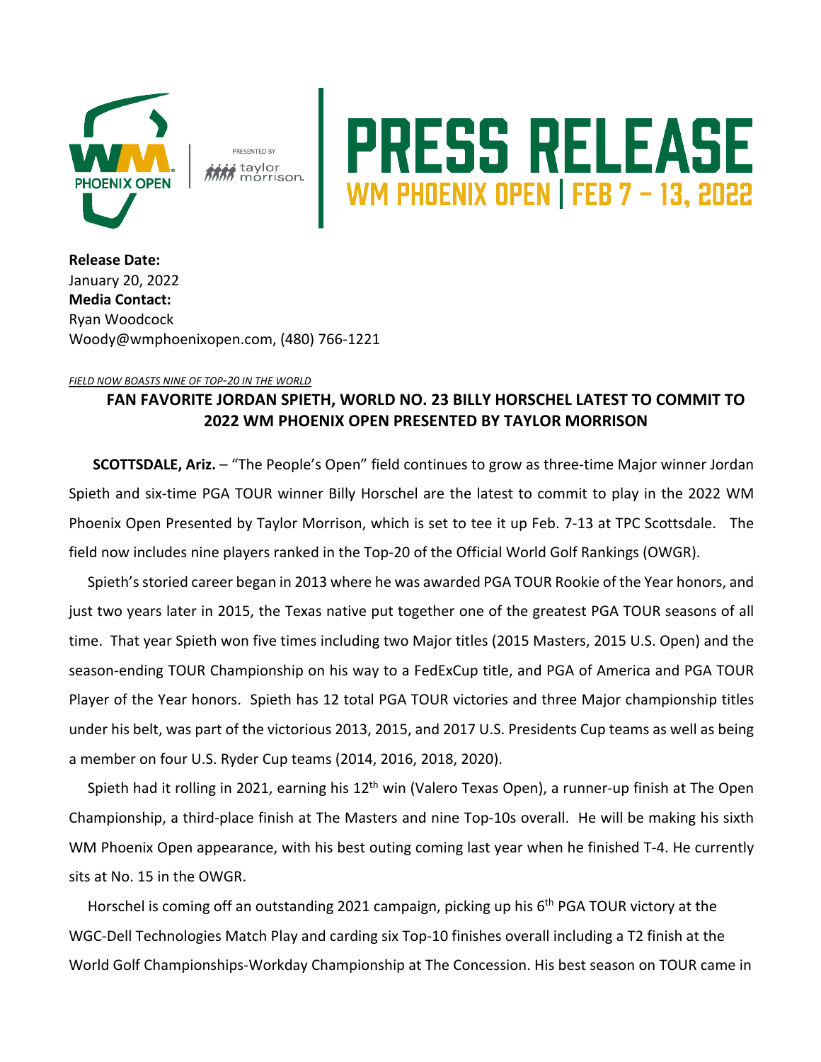# PRESS RELEASE

## WM PHOENIX OPEN | FEB 7 – 13, 2022

**Release Date:**
January 20, 2022
**Media Contact:**
Ryan Woodcock
Woody@wmphoenixopen.com, (480) 766-1221

*FIELD NOW BOASTS NINE OF TOP-20 IN THE WORLD*

## FAN FAVORITE JORDAN SPIETH, WORLD NO. 23 BILLY HORSCHEL LATEST TO COMMIT TO 2022 WM PHOENIX OPEN PRESENTED BY TAYLOR MORRISON

**SCOTTSDALE, Ariz.** – "The People's Open" field continues to grow as three-time Major winner Jordan Spieth and six-time PGA TOUR winner Billy Horschel are the latest to commit to play in the 2022 WM Phoenix Open Presented by Taylor Morrison, which is set to tee it up Feb. 7-13 at TPC Scottsdale. The field now includes nine players ranked in the Top-20 of the Official World Golf Rankings (OWGR).

Spieth's storied career began in 2013 where he was awarded PGA TOUR Rookie of the Year honors, and just two years later in 2015, the Texas native put together one of the greatest PGA TOUR seasons of all time. That year Spieth won five times including two Major titles (2015 Masters, 2015 U.S. Open) and the season-ending TOUR Championship on his way to a FedExCup title, and PGA of America and PGA TOUR Player of the Year honors. Spieth has 12 total PGA TOUR victories and three Major championship titles under his belt, was part of the victorious 2013, 2015, and 2017 U.S. Presidents Cup teams as well as being a member on four U.S. Ryder Cup teams (2014, 2016, 2018, 2020).

Spieth had it rolling in 2021, earning his 12th win (Valero Texas Open), a runner-up finish at The Open Championship, a third-place finish at The Masters and nine Top-10s overall. He will be making his sixth WM Phoenix Open appearance, with his best outing coming last year when he finished T-4. He currently sits at No. 15 in the OWGR.

Horschel is coming off an outstanding 2021 campaign, picking up his 6th PGA TOUR victory at the WGC-Dell Technologies Match Play and carding six Top-10 finishes overall including a T2 finish at the World Golf Championships-Workday Championship at The Concession. His best season on TOUR came in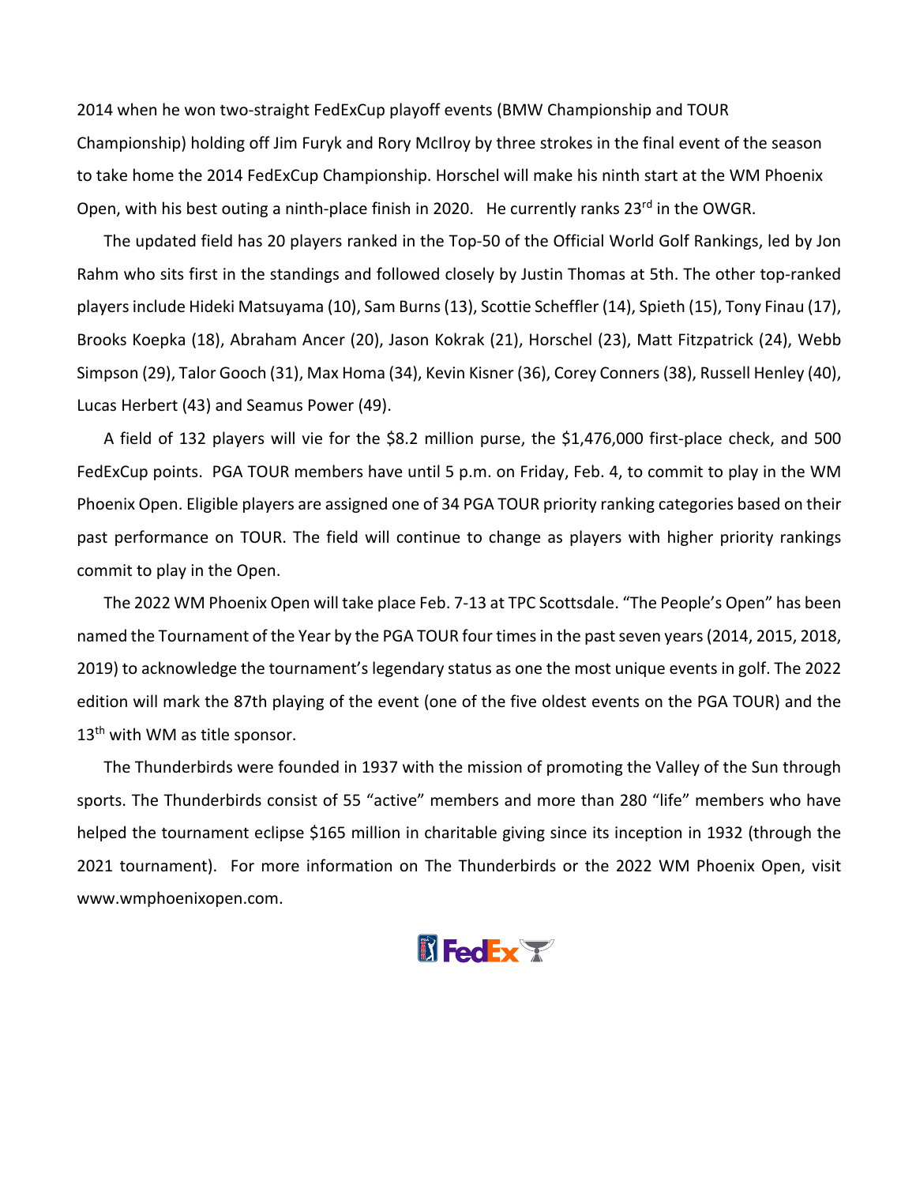2014 when he won two-straight FedExCup playoff events (BMW Championship and TOUR Championship) holding off Jim Furyk and Rory McIlroy by three strokes in the final event of the season to take home the 2014 FedExCup Championship. Horschel will make his ninth start at the WM Phoenix Open, with his best outing a ninth-place finish in 2020. He currently ranks 23rd in the OWGR.

The updated field has 20 players ranked in the Top-50 of the Official World Golf Rankings, led by Jon Rahm who sits first in the standings and followed closely by Justin Thomas at 5th. The other top-ranked players include Hideki Matsuyama (10), Sam Burns (13), Scottie Scheffler (14), Spieth (15), Tony Finau (17), Brooks Koepka (18), Abraham Ancer (20), Jason Kokrak (21), Horschel (23), Matt Fitzpatrick (24), Webb Simpson (29), Talor Gooch (31), Max Homa (34), Kevin Kisner (36), Corey Conners (38), Russell Henley (40), Lucas Herbert (43) and Seamus Power (49).

A field of 132 players will vie for the $8.2 million purse, the $1,476,000 first-place check, and 500 FedExCup points. PGA TOUR members have until 5 p.m. on Friday, Feb. 4, to commit to play in the WM Phoenix Open. Eligible players are assigned one of 34 PGA TOUR priority ranking categories based on their past performance on TOUR. The field will continue to change as players with higher priority rankings commit to play in the Open.

The 2022 WM Phoenix Open will take place Feb. 7-13 at TPC Scottsdale. "The People's Open" has been named the Tournament of the Year by the PGA TOUR four times in the past seven years (2014, 2015, 2018, 2019) to acknowledge the tournament's legendary status as one the most unique events in golf. The 2022 edition will mark the 87th playing of the event (one of the five oldest events on the PGA TOUR) and the 13th with WM as title sponsor.

The Thunderbirds were founded in 1937 with the mission of promoting the Valley of the Sun through sports. The Thunderbirds consist of 55 "active" members and more than 280 "life" members who have helped the tournament eclipse $165 million in charitable giving since its inception in 1932 (through the 2021 tournament). For more information on The Thunderbirds or the 2022 WM Phoenix Open, visit www.wmphoenixopen.com.

FedEx